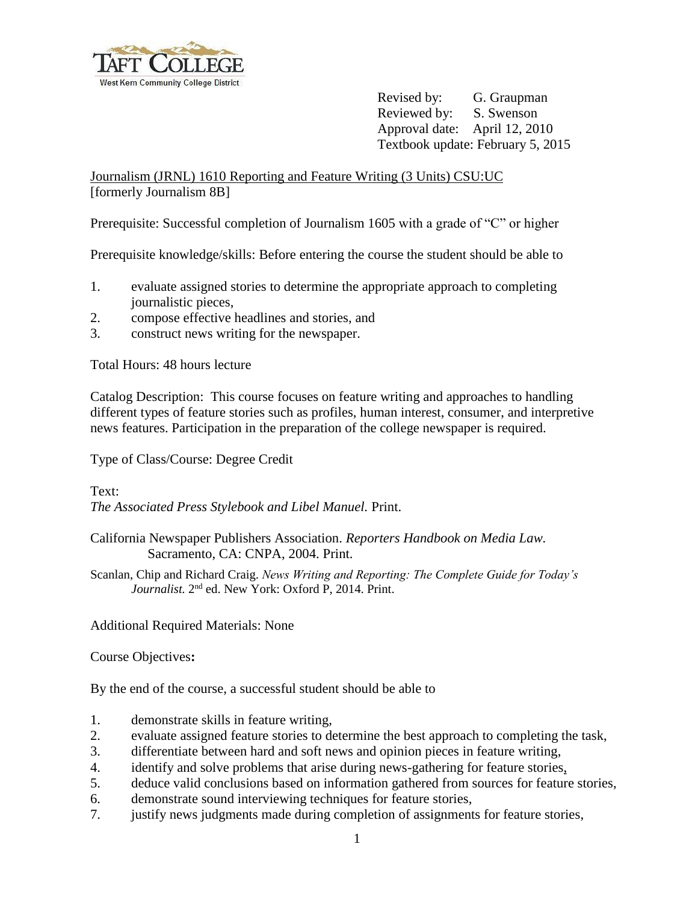TAFT COLLEGE
West Kern Community College District

Revised by: G. Graupman
Reviewed by: S. Swenson
Approval date: April 12, 2010
Textbook update: February 5, 2015

Journalism (JRNL) 1610 Reporting and Feature Writing (3 Units) CSU:UC
[formerly Journalism 8B]

Prerequisite: Successful completion of Journalism 1605 with a grade of "C" or higher

Prerequisite knowledge/skills: Before entering the course the student should be able to

1. evaluate assigned stories to determine the appropriate approach to completing journalistic pieces,
2. compose effective headlines and stories, and
3. construct news writing for the newspaper.

Total Hours: 48 hours lecture

Catalog Description: This course focuses on feature writing and approaches to handling different types of feature stories such as profiles, human interest, consumer, and interpretive news features. Participation in the preparation of the college newspaper is required.

Type of Class/Course: Degree Credit

Text:
*The Associated Press Stylebook and Libel Manuel.* Print.

California Newspaper Publishers Association. *Reporters Handbook on Media Law.* Sacramento, CA: CNPA, 2004. Print.

Scanlan, Chip and Richard Craig. *News Writing and Reporting: The Complete Guide for Today's Journalist.* 2nd ed. New York: Oxford P, 2014. Print.

Additional Required Materials: None

Course Objectives**:**

By the end of the course, a successful student should be able to

1. demonstrate skills in feature writing,
2. evaluate assigned feature stories to determine the best approach to completing the task,
3. differentiate between hard and soft news and opinion pieces in feature writing,
4. identify and solve problems that arise during news-gathering for feature stories,
5. deduce valid conclusions based on information gathered from sources for feature stories,
6. demonstrate sound interviewing techniques for feature stories,
7. justify news judgments made during completion of assignments for feature stories,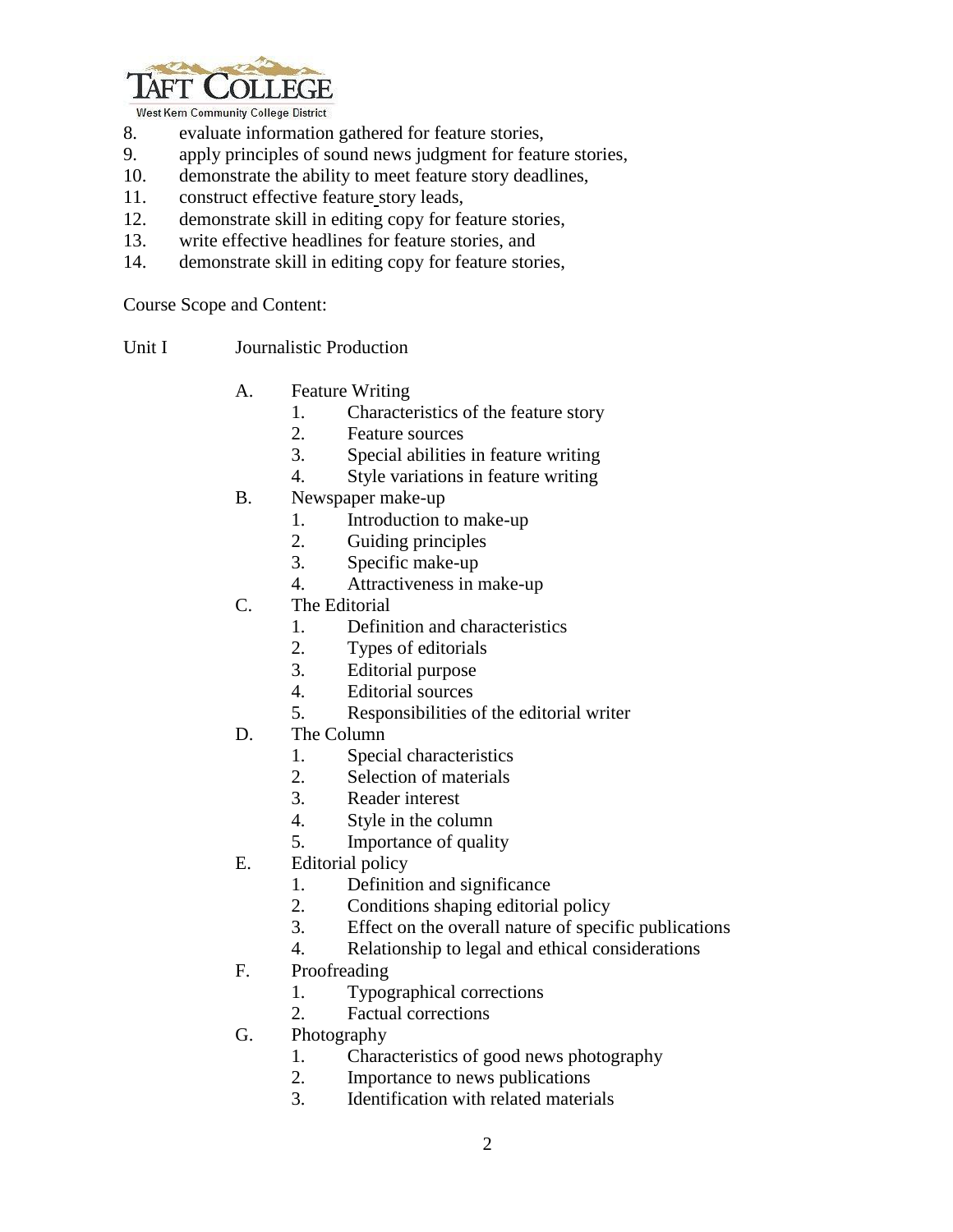8. evaluate information gathered for feature stories,
9. apply principles of sound news judgment for feature stories,
10. demonstrate the ability to meet feature story deadlines,
11. construct effective feature story leads,
12. demonstrate skill in editing copy for feature stories,
13. write effective headlines for feature stories, and
14. demonstrate skill in editing copy for feature stories,

Course Scope and Content:

Unit I Journalistic Production

- A. Feature Writing
  1. Characteristics of the feature story
  2. Feature sources
  3. Special abilities in feature writing
  4. Style variations in feature writing
- B. Newspaper make-up
  1. Introduction to make-up
  2. Guiding principles
  3. Specific make-up
  4. Attractiveness in make-up
- C. The Editorial
  1. Definition and characteristics
  2. Types of editorials
  3. Editorial purpose
  4. Editorial sources
  5. Responsibilities of the editorial writer
- D. The Column
  1. Special characteristics
  2. Selection of materials
  3. Reader interest
  4. Style in the column
  5. Importance of quality
- E. Editorial policy
  1. Definition and significance
  2. Conditions shaping editorial policy
  3. Effect on the overall nature of specific publications
  4. Relationship to legal and ethical considerations
- F. Proofreading
  1. Typographical corrections
  2. Factual corrections
- G. Photography
  1. Characteristics of good news photography
  2. Importance to news publications
  3. Identification with related materials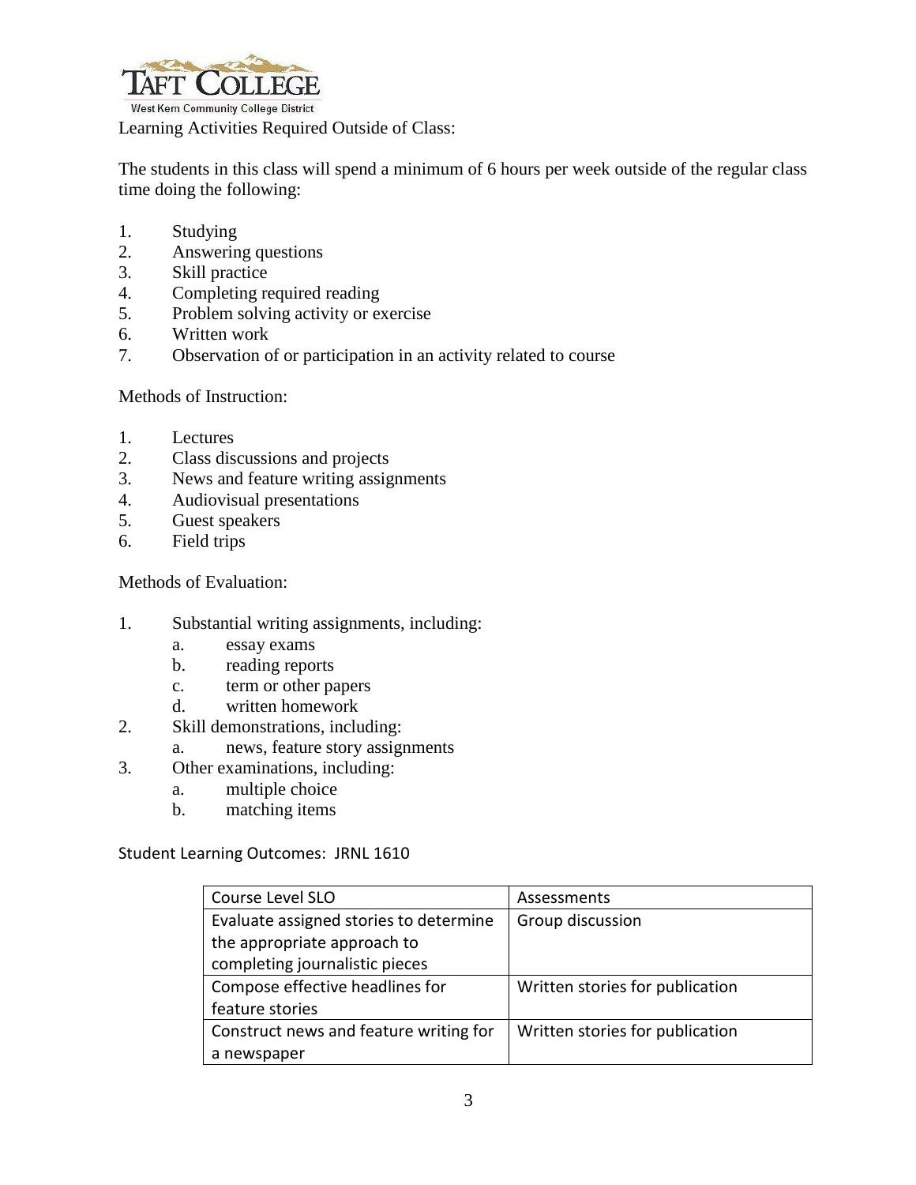Learning Activities Required Outside of Class:

The students in this class will spend a minimum of 6 hours per week outside of the regular class time doing the following:

1. Studying
2. Answering questions
3. Skill practice
4. Completing required reading
5. Problem solving activity or exercise
6. Written work
7. Observation of or participation in an activity related to course

Methods of Instruction:

1. Lectures
2. Class discussions and projects
3. News and feature writing assignments
4. Audiovisual presentations
5. Guest speakers
6. Field trips

Methods of Evaluation:

1. Substantial writing assignments, including:
    a. essay exams
    b. reading reports
    c. term or other papers
    d. written homework
2. Skill demonstrations, including:
    a. news, feature story assignments
3. Other examinations, including:
    a. multiple choice
    b. matching items

Student Learning Outcomes: JRNL 1610

| Course Level SLO | Assessments |
|---|---|
| Evaluate assigned stories to determine the appropriate approach to completing journalistic pieces | Group discussion |
| Compose effective headlines for feature stories | Written stories for publication |
| Construct news and feature writing for a newspaper | Written stories for publication |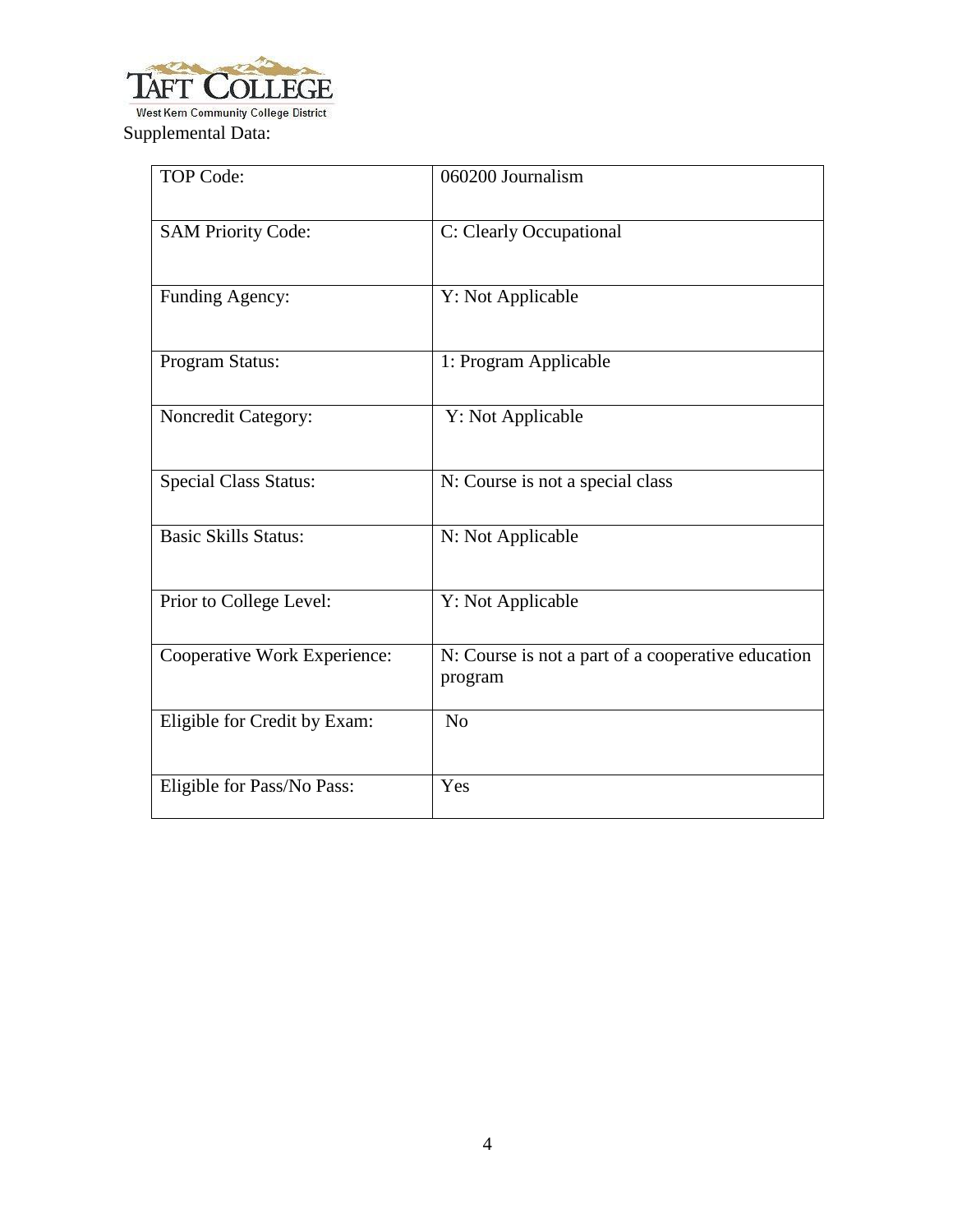Taft College

West Kern Community College District

Supplemental Data:

| | |
|---|---|
| TOP Code: | 060200 Journalism |
| SAM Priority Code: | C: Clearly Occupational |
| Funding Agency: | Y: Not Applicable |
| Program Status: | 1: Program Applicable |
| Noncredit Category: | Y: Not Applicable |
| Special Class Status: | N: Course is not a special class |
| Basic Skills Status: | N: Not Applicable |
| Prior to College Level: | Y: Not Applicable |
| Cooperative Work Experience: | N: Course is not a part of a cooperative education program |
| Eligible for Credit by Exam: | No |
| Eligible for Pass/No Pass: | Yes |